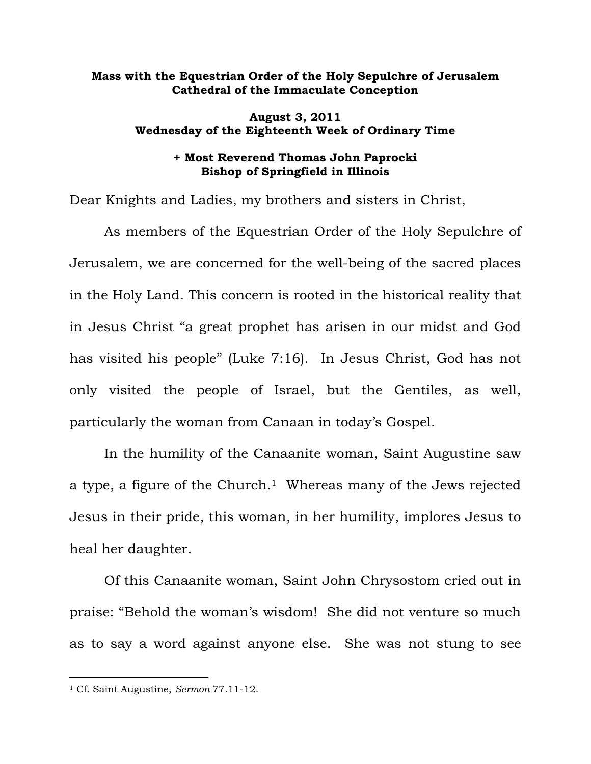**Mass with the Equestrian Order of the Holy Sepulchre of Jerusalem**
**Cathedral of the Immaculate Conception**

**August 3, 2011**
**Wednesday of the Eighteenth Week of Ordinary Time**

**+ Most Reverend Thomas John Paprocki**
**Bishop of Springfield in Illinois**

Dear Knights and Ladies, my brothers and sisters in Christ,

As members of the Equestrian Order of the Holy Sepulchre of Jerusalem, we are concerned for the well-being of the sacred places in the Holy Land. This concern is rooted in the historical reality that in Jesus Christ "a great prophet has arisen in our midst and God has visited his people" (Luke 7:16). In Jesus Christ, God has not only visited the people of Israel, but the Gentiles, as well, particularly the woman from Canaan in today's Gospel.

In the humility of the Canaanite woman, Saint Augustine saw a type, a figure of the Church.[1] Whereas many of the Jews rejected Jesus in their pride, this woman, in her humility, implores Jesus to heal her daughter.

Of this Canaanite woman, Saint John Chrysostom cried out in praise: "Behold the woman's wisdom! She did not venture so much as to say a word against anyone else. She was not stung to see

[1] Cf. Saint Augustine, *Sermon* 77.11-12.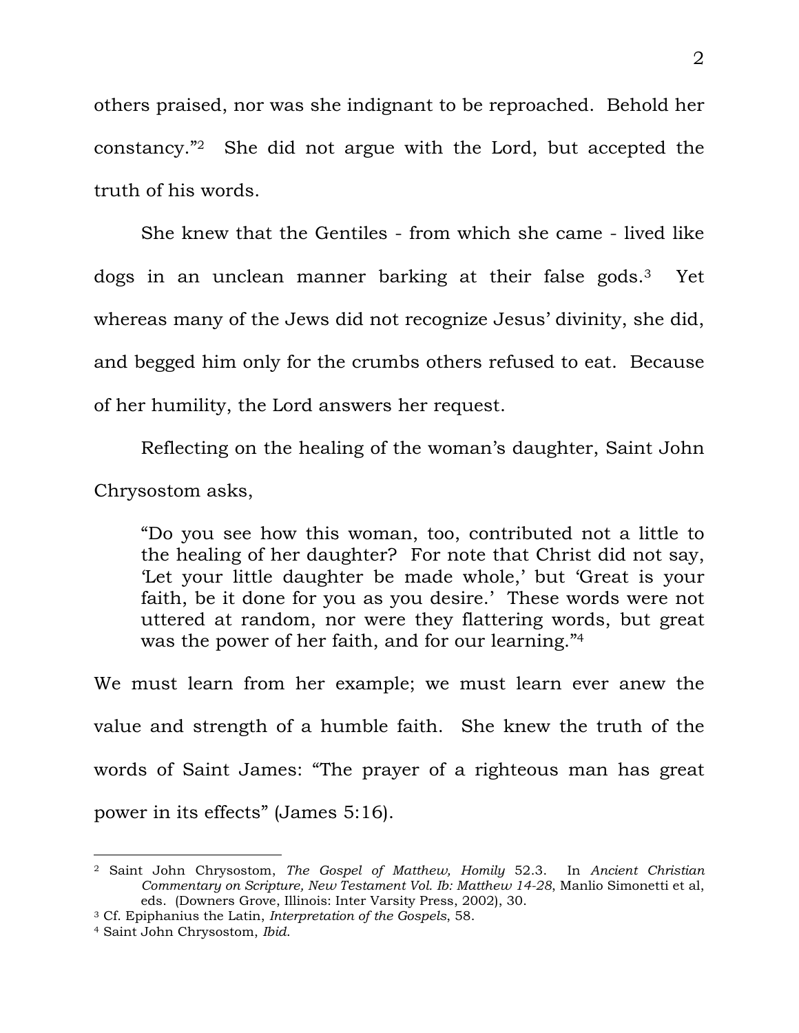others praised, nor was she indignant to be reproached. Behold her constancy."[2] She did not argue with the Lord, but accepted the truth of his words.

She knew that the Gentiles - from which she came - lived like dogs in an unclean manner barking at their false gods.[3] Yet whereas many of the Jews did not recognize Jesus' divinity, she did, and begged him only for the crumbs others refused to eat. Because of her humility, the Lord answers her request.

Reflecting on the healing of the woman's daughter, Saint John Chrysostom asks,

> "Do you see how this woman, too, contributed not a little to the healing of her daughter? For note that Christ did not say, 'Let your little daughter be made whole,' but 'Great is your faith, be it done for you as you desire.' These words were not uttered at random, nor were they flattering words, but great was the power of her faith, and for our learning."[4]

We must learn from her example; we must learn ever anew the value and strength of a humble faith. She knew the truth of the words of Saint James: "The prayer of a righteous man has great power in its effects" (James 5:16).

---

[2] Saint John Chrysostom, *The Gospel of Matthew, Homily* 52.3. In *Ancient Christian Commentary on Scripture, New Testament Vol. Ib: Matthew 14-28*, Manlio Simonetti et al, eds. (Downers Grove, Illinois: Inter Varsity Press, 2002), 30.

[3] Cf. Epiphanius the Latin, *Interpretation of the Gospels*, 58.

[4] Saint John Chrysostom, *Ibid*.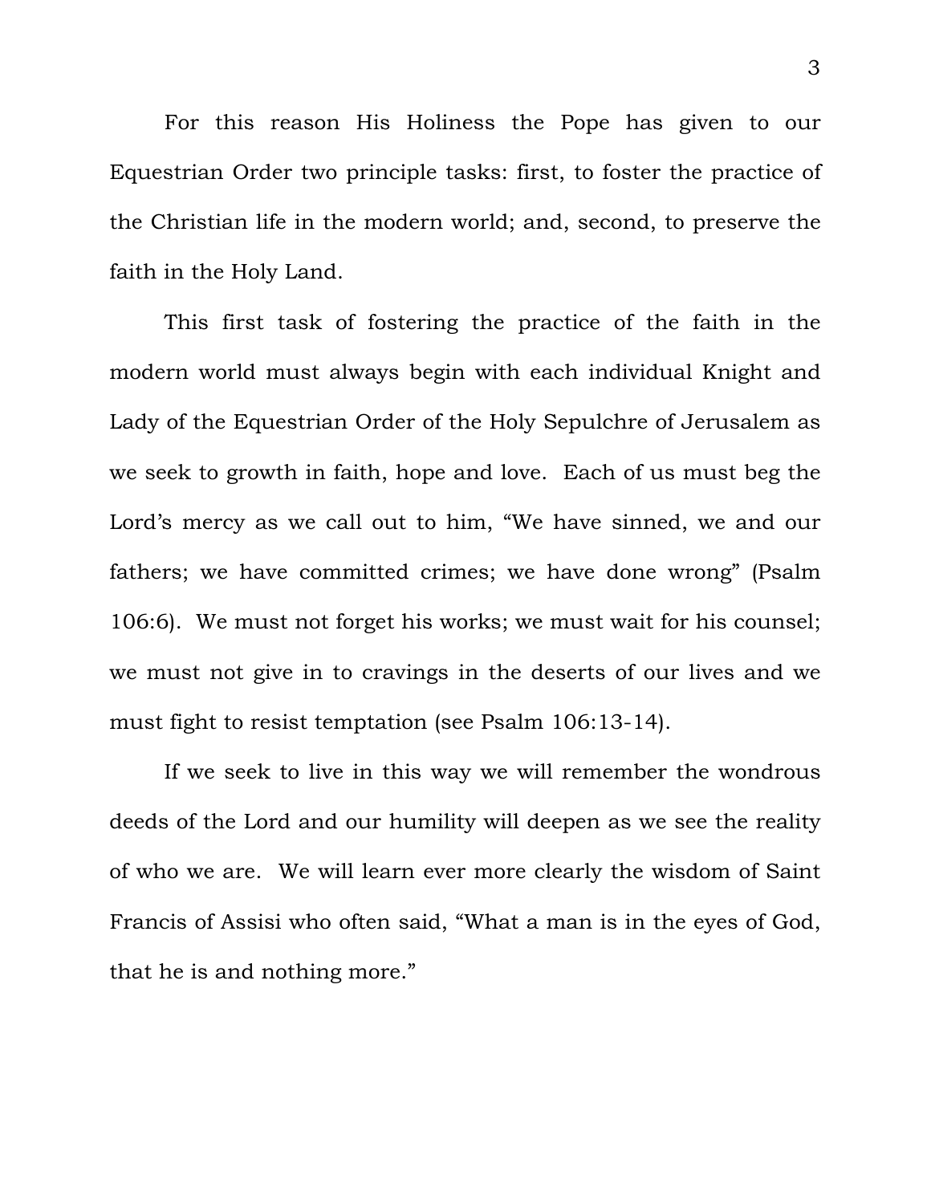For this reason His Holiness the Pope has given to our Equestrian Order two principle tasks: first, to foster the practice of the Christian life in the modern world; and, second, to preserve the faith in the Holy Land.

This first task of fostering the practice of the faith in the modern world must always begin with each individual Knight and Lady of the Equestrian Order of the Holy Sepulchre of Jerusalem as we seek to growth in faith, hope and love. Each of us must beg the Lord's mercy as we call out to him, "We have sinned, we and our fathers; we have committed crimes; we have done wrong" (Psalm 106:6). We must not forget his works; we must wait for his counsel; we must not give in to cravings in the deserts of our lives and we must fight to resist temptation (see Psalm 106:13-14).

If we seek to live in this way we will remember the wondrous deeds of the Lord and our humility will deepen as we see the reality of who we are. We will learn ever more clearly the wisdom of Saint Francis of Assisi who often said, "What a man is in the eyes of God, that he is and nothing more."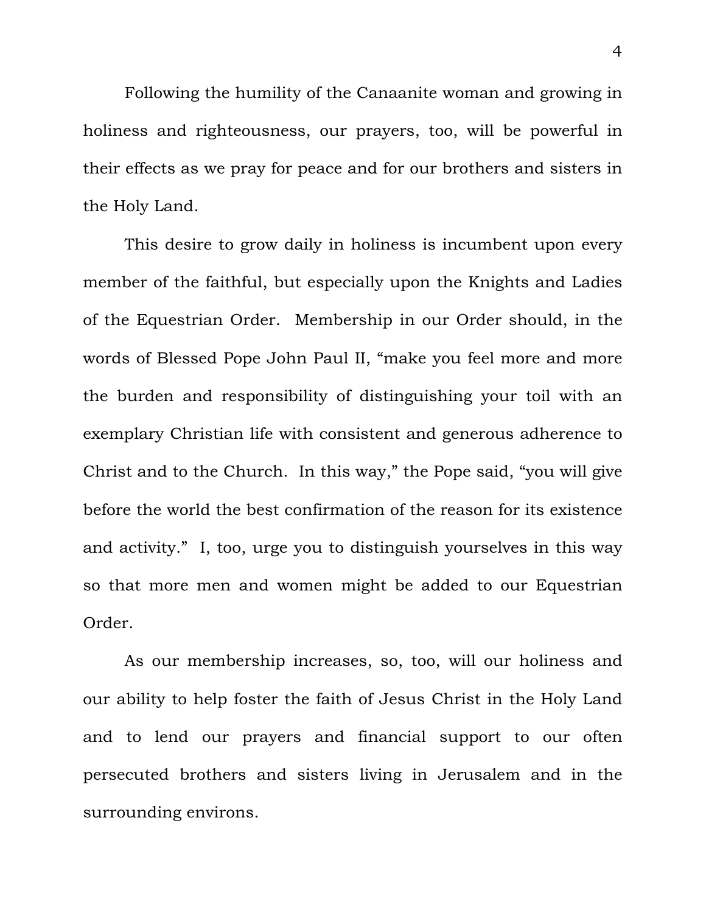Following the humility of the Canaanite woman and growing in holiness and righteousness, our prayers, too, will be powerful in their effects as we pray for peace and for our brothers and sisters in the Holy Land.

This desire to grow daily in holiness is incumbent upon every member of the faithful, but especially upon the Knights and Ladies of the Equestrian Order. Membership in our Order should, in the words of Blessed Pope John Paul II, "make you feel more and more the burden and responsibility of distinguishing your toil with an exemplary Christian life with consistent and generous adherence to Christ and to the Church. In this way," the Pope said, "you will give before the world the best confirmation of the reason for its existence and activity." I, too, urge you to distinguish yourselves in this way so that more men and women might be added to our Equestrian Order.

As our membership increases, so, too, will our holiness and our ability to help foster the faith of Jesus Christ in the Holy Land and to lend our prayers and financial support to our often persecuted brothers and sisters living in Jerusalem and in the surrounding environs.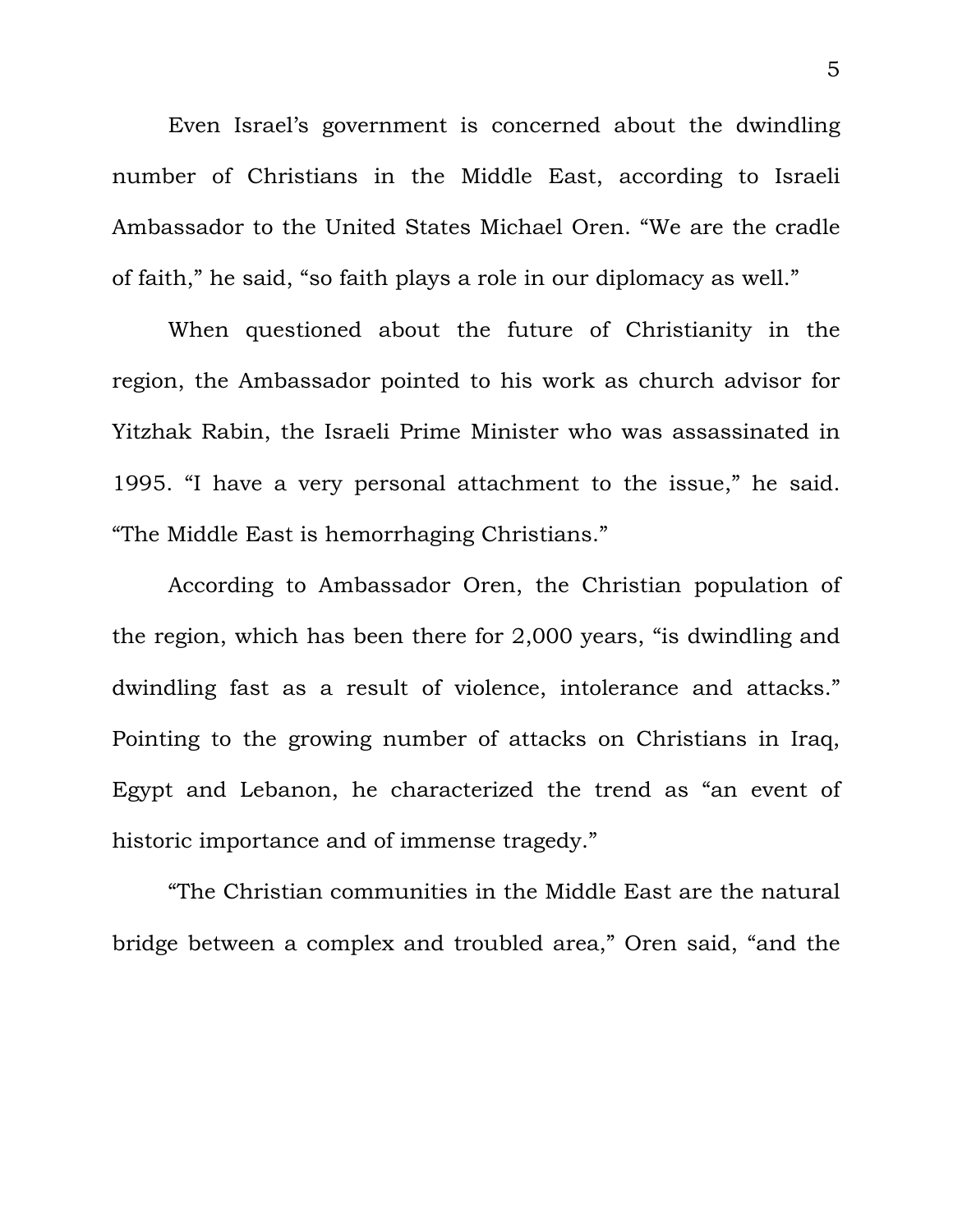Even Israel's government is concerned about the dwindling number of Christians in the Middle East, according to Israeli Ambassador to the United States Michael Oren. "We are the cradle of faith," he said, "so faith plays a role in our diplomacy as well."

When questioned about the future of Christianity in the region, the Ambassador pointed to his work as church advisor for Yitzhak Rabin, the Israeli Prime Minister who was assassinated in 1995. "I have a very personal attachment to the issue," he said. "The Middle East is hemorrhaging Christians."

According to Ambassador Oren, the Christian population of the region, which has been there for 2,000 years, "is dwindling and dwindling fast as a result of violence, intolerance and attacks." Pointing to the growing number of attacks on Christians in Iraq, Egypt and Lebanon, he characterized the trend as "an event of historic importance and of immense tragedy."

"The Christian communities in the Middle East are the natural bridge between a complex and troubled area," Oren said, "and the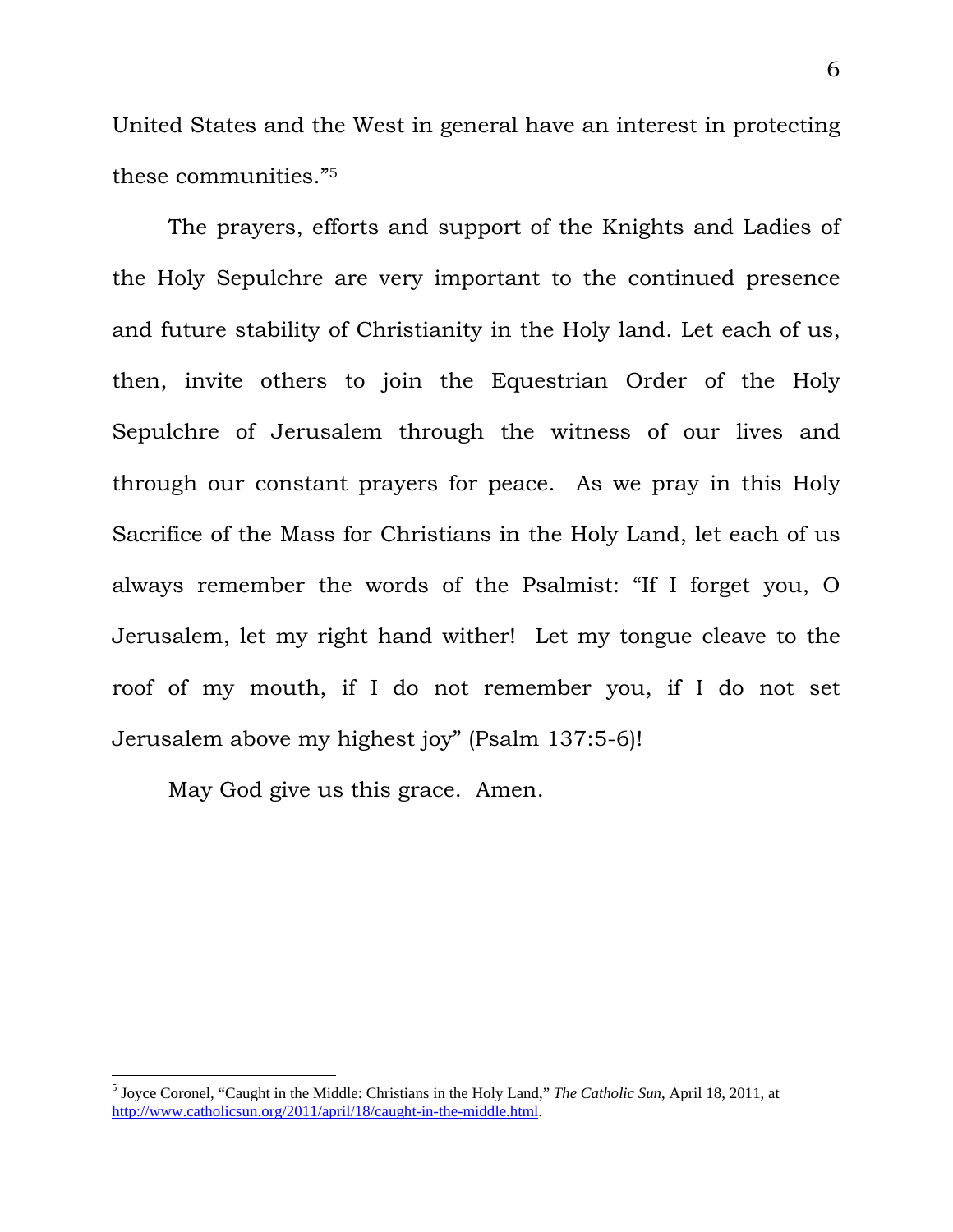United States and the West in general have an interest in protecting these communities."[5]

The prayers, efforts and support of the Knights and Ladies of the Holy Sepulchre are very important to the continued presence and future stability of Christianity in the Holy land. Let each of us, then, invite others to join the Equestrian Order of the Holy Sepulchre of Jerusalem through the witness of our lives and through our constant prayers for peace. As we pray in this Holy Sacrifice of the Mass for Christians in the Holy Land, let each of us always remember the words of the Psalmist: "If I forget you, O Jerusalem, let my right hand wither! Let my tongue cleave to the roof of my mouth, if I do not remember you, if I do not set Jerusalem above my highest joy" (Psalm 137:5-6)!

May God give us this grace. Amen.

---

[5] Joyce Coronel, "Caught in the Middle: Christians in the Holy Land," *The Catholic Sun*, April 18, 2011, at http://www.catholicsun.org/2011/april/18/caught-in-the-middle.html.